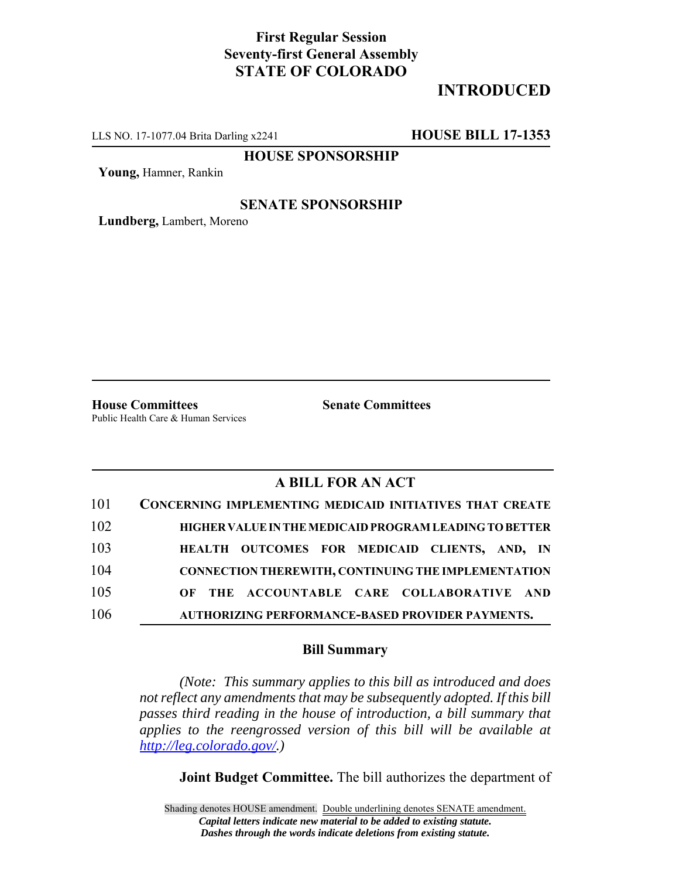**First Regular Session**
**Seventy-first General Assembly**
**STATE OF COLORADO**

**INTRODUCED**

LLS NO. 17-1077.04 Brita Darling x2241 **HOUSE BILL 17-1353**

**HOUSE SPONSORSHIP**

**Young,** Hamner, Rankin

**SENATE SPONSORSHIP**

**Lundberg,** Lambert, Moreno

**House Committees**
Public Health Care & Human Services

**Senate Committees**

## A BILL FOR AN ACT

101 **CONCERNING IMPLEMENTING MEDICAID INITIATIVES THAT CREATE**
102 **HIGHER VALUE IN THE MEDICAID PROGRAM LEADING TO BETTER**
103 **HEALTH OUTCOMES FOR MEDICAID CLIENTS, AND, IN**
104 **CONNECTION THEREWITH, CONTINUING THE IMPLEMENTATION**
105 **OF THE ACCOUNTABLE CARE COLLABORATIVE AND**
106 **AUTHORIZING PERFORMANCE-BASED PROVIDER PAYMENTS.**

### Bill Summary

*(Note: This summary applies to this bill as introduced and does not reflect any amendments that may be subsequently adopted. If this bill passes third reading in the house of introduction, a bill summary that applies to the reengrossed version of this bill will be available at http://leg.colorado.gov/.)*

**Joint Budget Committee.** The bill authorizes the department of

Shading denotes HOUSE amendment. Double underlining denotes SENATE amendment.
*Capital letters indicate new material to be added to existing statute.*
*Dashes through the words indicate deletions from existing statute.*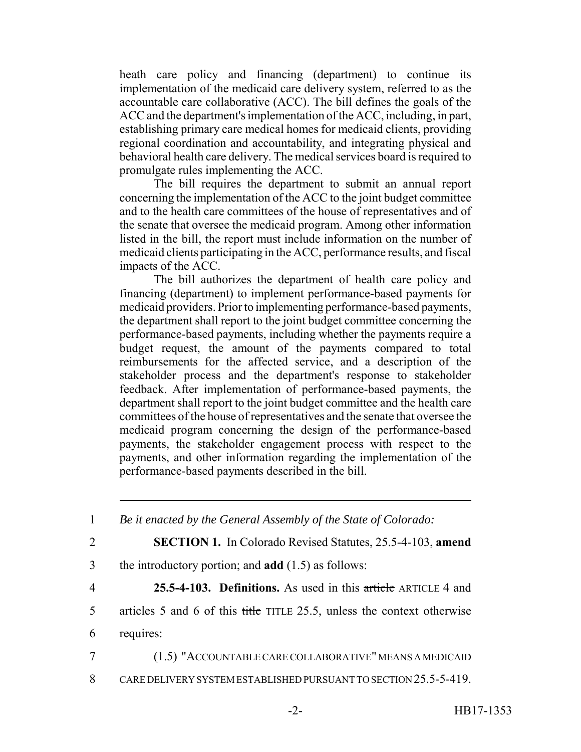heath care policy and financing (department) to continue its implementation of the medicaid care delivery system, referred to as the accountable care collaborative (ACC). The bill defines the goals of the ACC and the department's implementation of the ACC, including, in part, establishing primary care medical homes for medicaid clients, providing regional coordination and accountability, and integrating physical and behavioral health care delivery. The medical services board is required to promulgate rules implementing the ACC.

The bill requires the department to submit an annual report concerning the implementation of the ACC to the joint budget committee and to the health care committees of the house of representatives and of the senate that oversee the medicaid program. Among other information listed in the bill, the report must include information on the number of medicaid clients participating in the ACC, performance results, and fiscal impacts of the ACC.

The bill authorizes the department of health care policy and financing (department) to implement performance-based payments for medicaid providers. Prior to implementing performance-based payments, the department shall report to the joint budget committee concerning the performance-based payments, including whether the payments require a budget request, the amount of the payments compared to total reimbursements for the affected service, and a description of the stakeholder process and the department's response to stakeholder feedback. After implementation of performance-based payments, the department shall report to the joint budget committee and the health care committees of the house of representatives and the senate that oversee the medicaid program concerning the design of the performance-based payments, the stakeholder engagement process with respect to the payments, and other information regarding the implementation of the performance-based payments described in the bill.

---

1 *Be it enacted by the General Assembly of the State of Colorado:*

2 **SECTION 1.** In Colorado Revised Statutes, 25.5-4-103, **amend**
3 the introductory portion; and **add** (1.5) as follows:

4 **25.5-4-103. Definitions.** As used in this ~~article~~ ARTICLE 4 and
5 articles 5 and 6 of this ~~title~~ TITLE 25.5, unless the context otherwise
6 requires:

7 (1.5) "ACCOUNTABLE CARE COLLABORATIVE" MEANS A MEDICAID
8 CARE DELIVERY SYSTEM ESTABLISHED PURSUANT TO SECTION 25.5-5-419.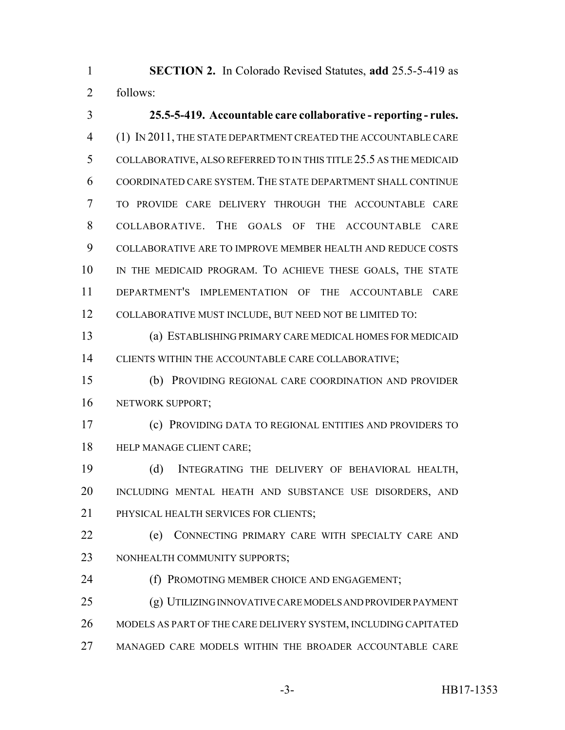**SECTION 2.** In Colorado Revised Statutes, **add** 25.5-5-419 as follows:

**25.5-5-419. Accountable care collaborative - reporting - rules.** (1) IN 2011, THE STATE DEPARTMENT CREATED THE ACCOUNTABLE CARE COLLABORATIVE, ALSO REFERRED TO IN THIS TITLE 25.5 AS THE MEDICAID COORDINATED CARE SYSTEM. THE STATE DEPARTMENT SHALL CONTINUE TO PROVIDE CARE DELIVERY THROUGH THE ACCOUNTABLE CARE COLLABORATIVE. THE GOALS OF THE ACCOUNTABLE CARE COLLABORATIVE ARE TO IMPROVE MEMBER HEALTH AND REDUCE COSTS IN THE MEDICAID PROGRAM. TO ACHIEVE THESE GOALS, THE STATE DEPARTMENT'S IMPLEMENTATION OF THE ACCOUNTABLE CARE COLLABORATIVE MUST INCLUDE, BUT NEED NOT BE LIMITED TO:

(a) ESTABLISHING PRIMARY CARE MEDICAL HOMES FOR MEDICAID CLIENTS WITHIN THE ACCOUNTABLE CARE COLLABORATIVE;

(b) PROVIDING REGIONAL CARE COORDINATION AND PROVIDER NETWORK SUPPORT;

(c) PROVIDING DATA TO REGIONAL ENTITIES AND PROVIDERS TO HELP MANAGE CLIENT CARE;

(d) INTEGRATING THE DELIVERY OF BEHAVIORAL HEALTH, INCLUDING MENTAL HEATH AND SUBSTANCE USE DISORDERS, AND PHYSICAL HEALTH SERVICES FOR CLIENTS;

(e) CONNECTING PRIMARY CARE WITH SPECIALTY CARE AND NONHEALTH COMMUNITY SUPPORTS;

(f) PROMOTING MEMBER CHOICE AND ENGAGEMENT;

(g) UTILIZING INNOVATIVE CARE MODELS AND PROVIDER PAYMENT MODELS AS PART OF THE CARE DELIVERY SYSTEM, INCLUDING CAPITATED MANAGED CARE MODELS WITHIN THE BROADER ACCOUNTABLE CARE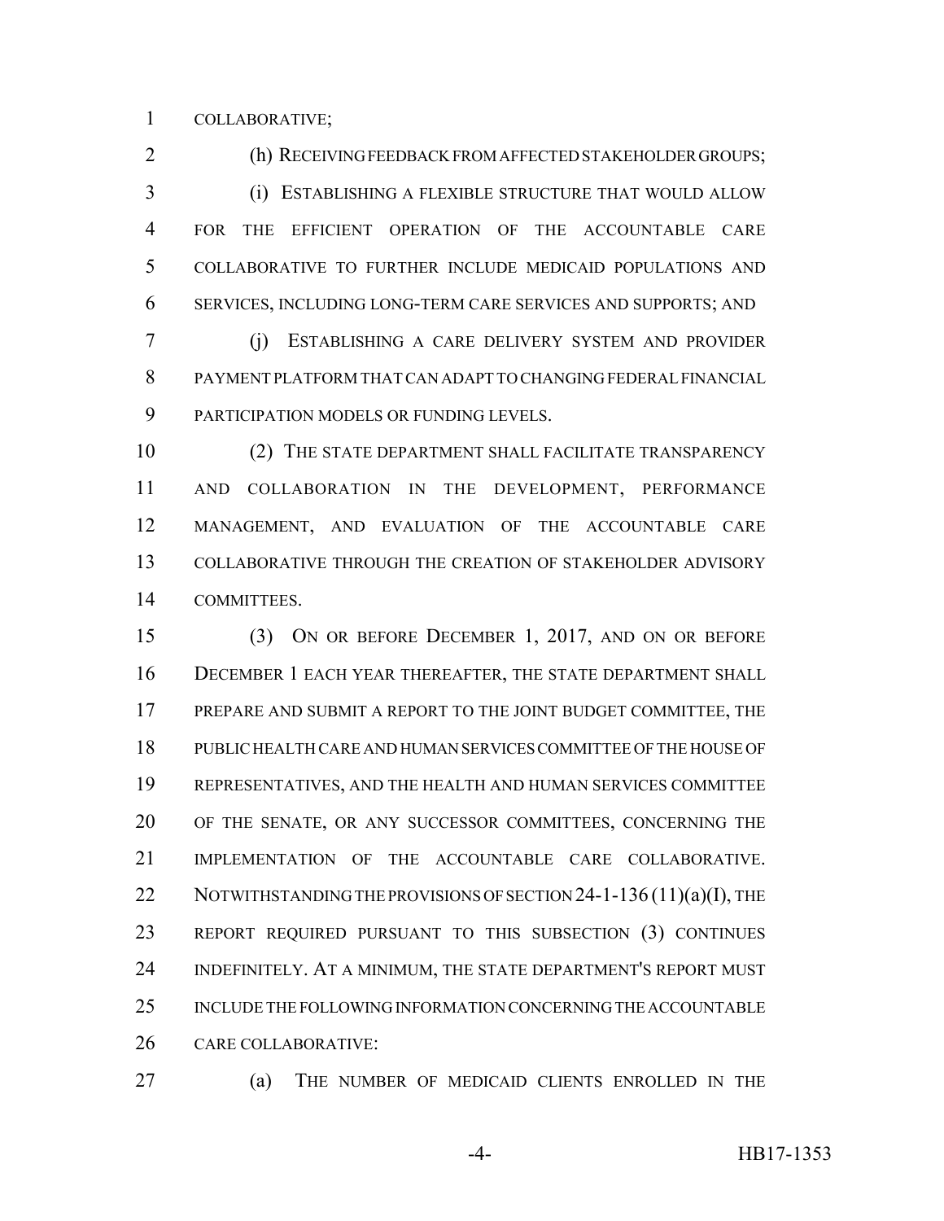COLLABORATIVE;

(h) RECEIVING FEEDBACK FROM AFFECTED STAKEHOLDER GROUPS;

(i) ESTABLISHING A FLEXIBLE STRUCTURE THAT WOULD ALLOW FOR THE EFFICIENT OPERATION OF THE ACCOUNTABLE CARE COLLABORATIVE TO FURTHER INCLUDE MEDICAID POPULATIONS AND SERVICES, INCLUDING LONG-TERM CARE SERVICES AND SUPPORTS; AND

(j) ESTABLISHING A CARE DELIVERY SYSTEM AND PROVIDER PAYMENT PLATFORM THAT CAN ADAPT TO CHANGING FEDERAL FINANCIAL PARTICIPATION MODELS OR FUNDING LEVELS.

(2) THE STATE DEPARTMENT SHALL FACILITATE TRANSPARENCY AND COLLABORATION IN THE DEVELOPMENT, PERFORMANCE MANAGEMENT, AND EVALUATION OF THE ACCOUNTABLE CARE COLLABORATIVE THROUGH THE CREATION OF STAKEHOLDER ADVISORY COMMITTEES.

(3) ON OR BEFORE DECEMBER 1, 2017, AND ON OR BEFORE DECEMBER 1 EACH YEAR THEREAFTER, THE STATE DEPARTMENT SHALL PREPARE AND SUBMIT A REPORT TO THE JOINT BUDGET COMMITTEE, THE PUBLIC HEALTH CARE AND HUMAN SERVICES COMMITTEE OF THE HOUSE OF REPRESENTATIVES, AND THE HEALTH AND HUMAN SERVICES COMMITTEE OF THE SENATE, OR ANY SUCCESSOR COMMITTEES, CONCERNING THE IMPLEMENTATION OF THE ACCOUNTABLE CARE COLLABORATIVE. NOTWITHSTANDING THE PROVISIONS OF SECTION 24-1-136 (11)(a)(I), THE REPORT REQUIRED PURSUANT TO THIS SUBSECTION (3) CONTINUES INDEFINITELY. AT A MINIMUM, THE STATE DEPARTMENT'S REPORT MUST INCLUDE THE FOLLOWING INFORMATION CONCERNING THE ACCOUNTABLE CARE COLLABORATIVE:

(a) THE NUMBER OF MEDICAID CLIENTS ENROLLED IN THE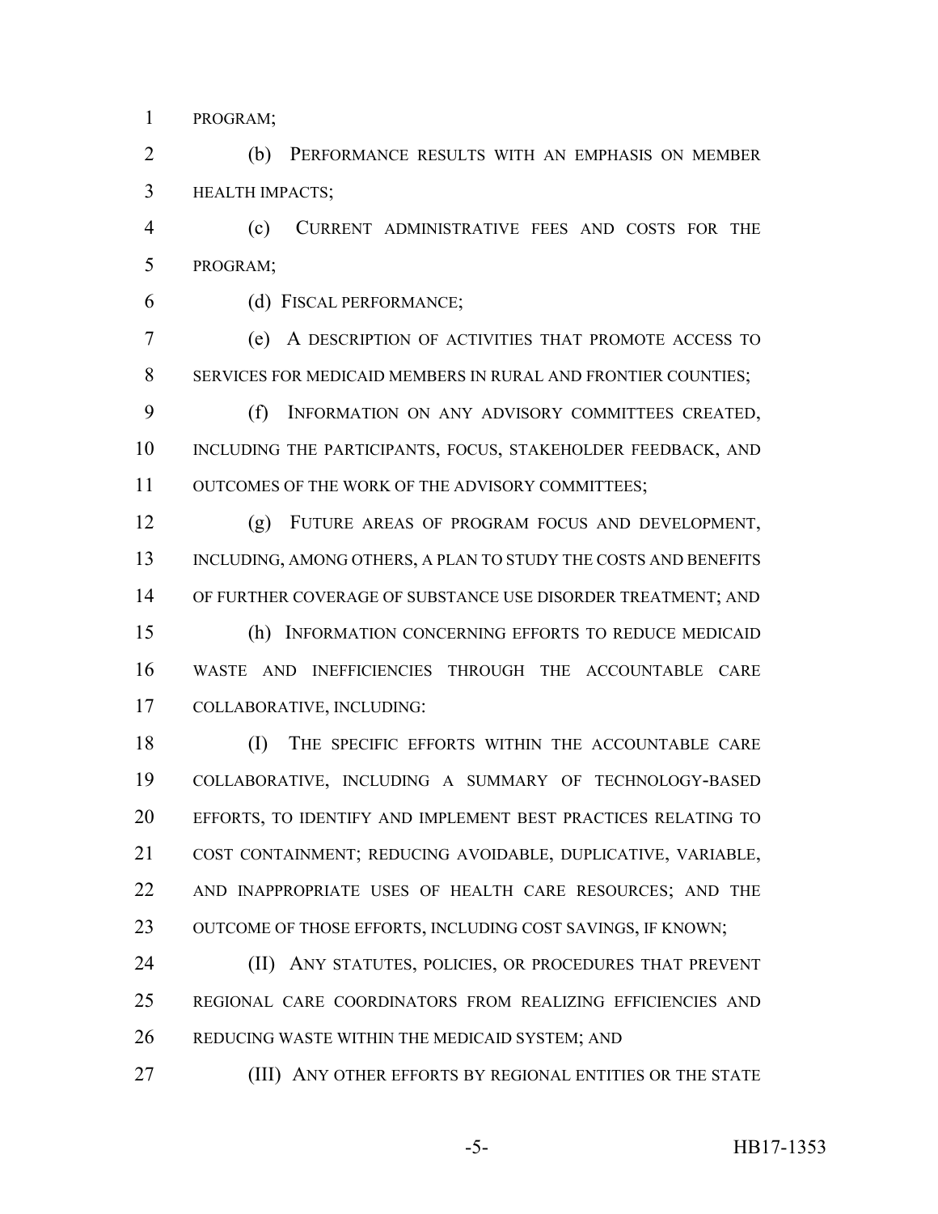PROGRAM;

(b) PERFORMANCE RESULTS WITH AN EMPHASIS ON MEMBER HEALTH IMPACTS;

(c) CURRENT ADMINISTRATIVE FEES AND COSTS FOR THE PROGRAM;

(d) FISCAL PERFORMANCE;

(e) A DESCRIPTION OF ACTIVITIES THAT PROMOTE ACCESS TO SERVICES FOR MEDICAID MEMBERS IN RURAL AND FRONTIER COUNTIES;

(f) INFORMATION ON ANY ADVISORY COMMITTEES CREATED, INCLUDING THE PARTICIPANTS, FOCUS, STAKEHOLDER FEEDBACK, AND OUTCOMES OF THE WORK OF THE ADVISORY COMMITTEES;

(g) FUTURE AREAS OF PROGRAM FOCUS AND DEVELOPMENT, INCLUDING, AMONG OTHERS, A PLAN TO STUDY THE COSTS AND BENEFITS OF FURTHER COVERAGE OF SUBSTANCE USE DISORDER TREATMENT; AND

(h) INFORMATION CONCERNING EFFORTS TO REDUCE MEDICAID WASTE AND INEFFICIENCIES THROUGH THE ACCOUNTABLE CARE COLLABORATIVE, INCLUDING:

(I) THE SPECIFIC EFFORTS WITHIN THE ACCOUNTABLE CARE COLLABORATIVE, INCLUDING A SUMMARY OF TECHNOLOGY-BASED EFFORTS, TO IDENTIFY AND IMPLEMENT BEST PRACTICES RELATING TO COST CONTAINMENT; REDUCING AVOIDABLE, DUPLICATIVE, VARIABLE, AND INAPPROPRIATE USES OF HEALTH CARE RESOURCES; AND THE OUTCOME OF THOSE EFFORTS, INCLUDING COST SAVINGS, IF KNOWN;

(II) ANY STATUTES, POLICIES, OR PROCEDURES THAT PREVENT REGIONAL CARE COORDINATORS FROM REALIZING EFFICIENCIES AND REDUCING WASTE WITHIN THE MEDICAID SYSTEM; AND

(III) ANY OTHER EFFORTS BY REGIONAL ENTITIES OR THE STATE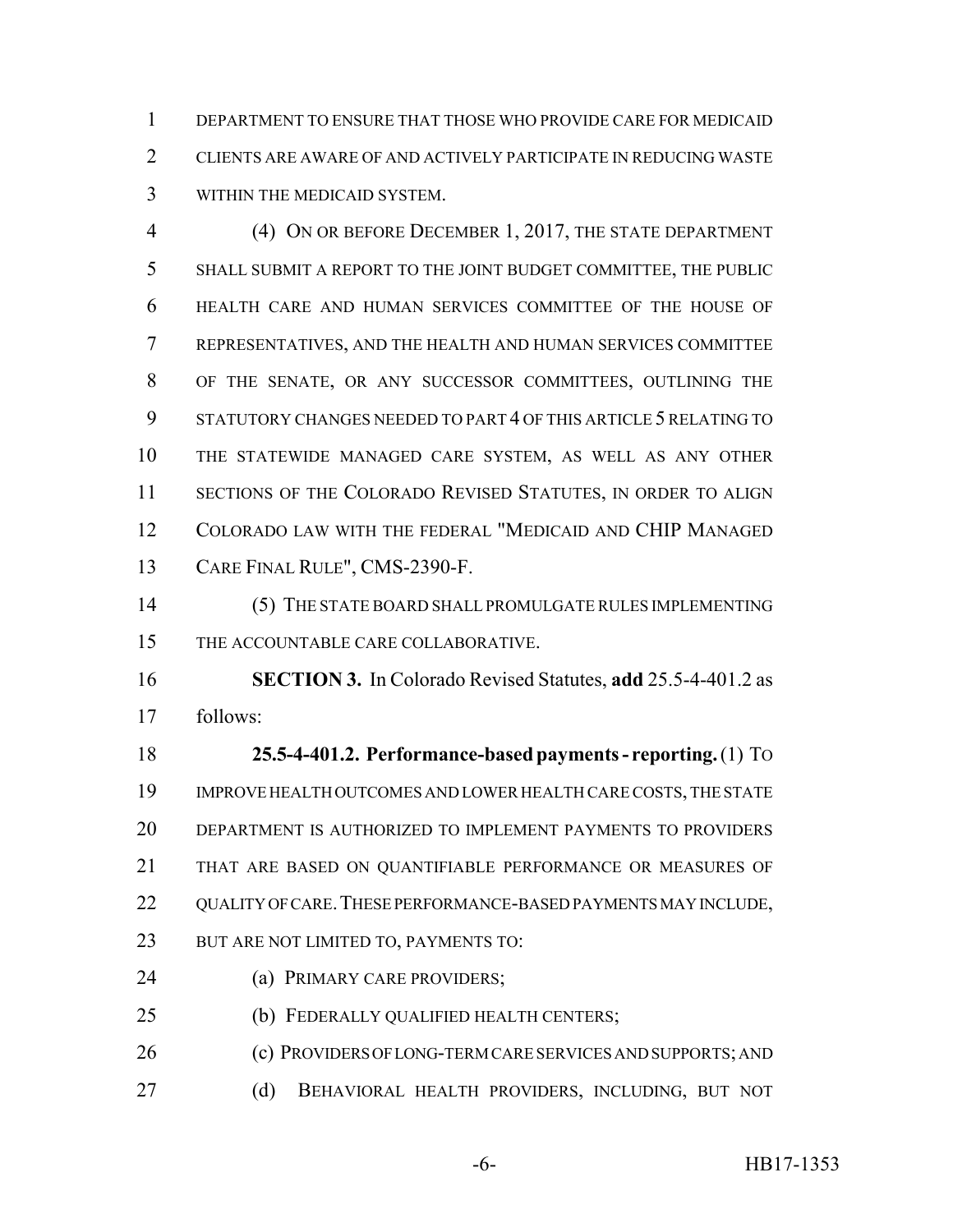DEPARTMENT TO ENSURE THAT THOSE WHO PROVIDE CARE FOR MEDICAID CLIENTS ARE AWARE OF AND ACTIVELY PARTICIPATE IN REDUCING WASTE WITHIN THE MEDICAID SYSTEM.

(4) ON OR BEFORE DECEMBER 1, 2017, THE STATE DEPARTMENT SHALL SUBMIT A REPORT TO THE JOINT BUDGET COMMITTEE, THE PUBLIC HEALTH CARE AND HUMAN SERVICES COMMITTEE OF THE HOUSE OF REPRESENTATIVES, AND THE HEALTH AND HUMAN SERVICES COMMITTEE OF THE SENATE, OR ANY SUCCESSOR COMMITTEES, OUTLINING THE STATUTORY CHANGES NEEDED TO PART 4 OF THIS ARTICLE 5 RELATING TO THE STATEWIDE MANAGED CARE SYSTEM, AS WELL AS ANY OTHER SECTIONS OF THE COLORADO REVISED STATUTES, IN ORDER TO ALIGN COLORADO LAW WITH THE FEDERAL "MEDICAID AND CHIP MANAGED CARE FINAL RULE", CMS-2390-F.

(5) THE STATE BOARD SHALL PROMULGATE RULES IMPLEMENTING THE ACCOUNTABLE CARE COLLABORATIVE.

**SECTION 3.** In Colorado Revised Statutes, **add** 25.5-4-401.2 as follows:

**25.5-4-401.2. Performance-based payments - reporting.** (1) TO IMPROVE HEALTH OUTCOMES AND LOWER HEALTH CARE COSTS, THE STATE DEPARTMENT IS AUTHORIZED TO IMPLEMENT PAYMENTS TO PROVIDERS THAT ARE BASED ON QUANTIFIABLE PERFORMANCE OR MEASURES OF QUALITY OF CARE. THESE PERFORMANCE-BASED PAYMENTS MAY INCLUDE, BUT ARE NOT LIMITED TO, PAYMENTS TO:

(a) PRIMARY CARE PROVIDERS;

(b) FEDERALLY QUALIFIED HEALTH CENTERS;

(c) PROVIDERS OF LONG-TERM CARE SERVICES AND SUPPORTS; AND

(d) BEHAVIORAL HEALTH PROVIDERS, INCLUDING, BUT NOT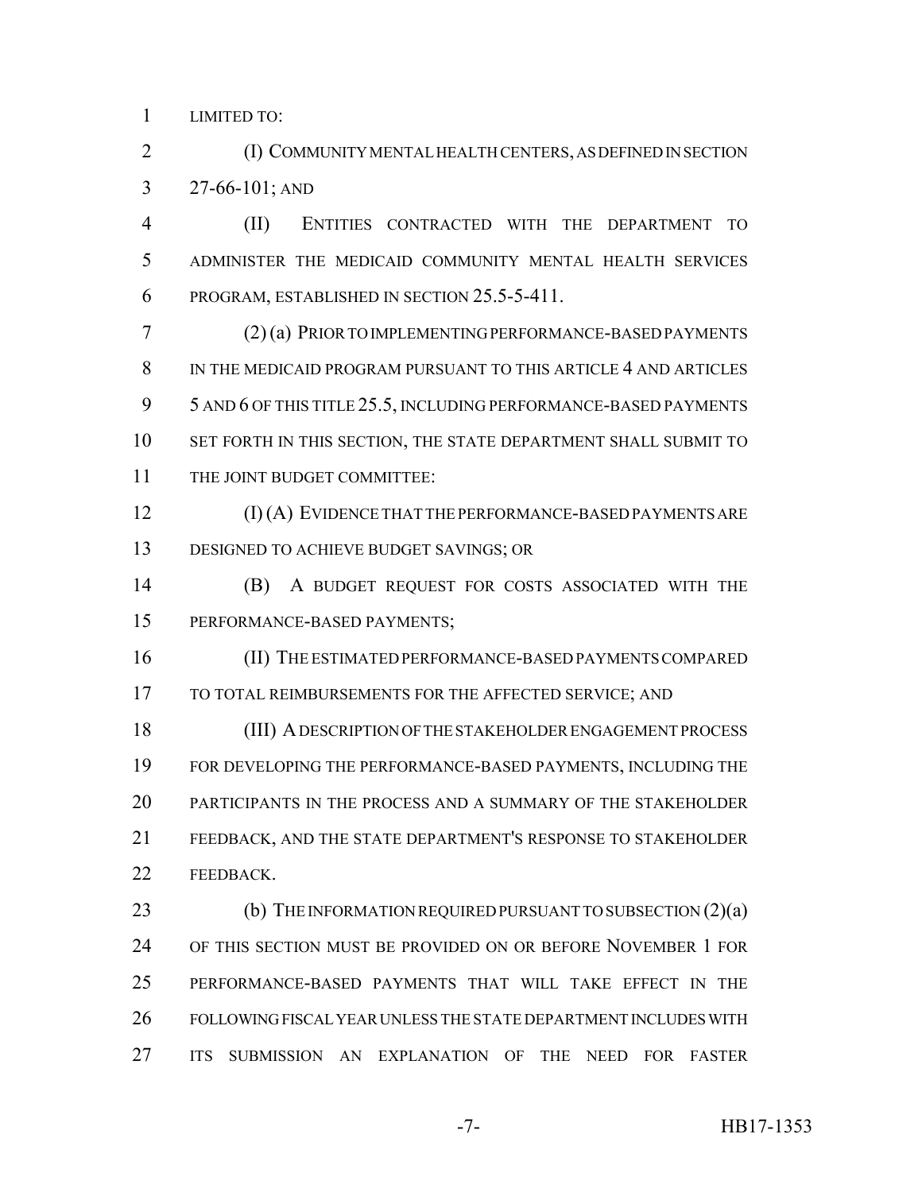LIMITED TO:

(I) COMMUNITY MENTAL HEALTH CENTERS, AS DEFINED IN SECTION 27-66-101; AND

(II) ENTITIES CONTRACTED WITH THE DEPARTMENT TO ADMINISTER THE MEDICAID COMMUNITY MENTAL HEALTH SERVICES PROGRAM, ESTABLISHED IN SECTION 25.5-5-411.

(2) (a) PRIOR TO IMPLEMENTING PERFORMANCE-BASED PAYMENTS IN THE MEDICAID PROGRAM PURSUANT TO THIS ARTICLE 4 AND ARTICLES 5 AND 6 OF THIS TITLE 25.5, INCLUDING PERFORMANCE-BASED PAYMENTS SET FORTH IN THIS SECTION, THE STATE DEPARTMENT SHALL SUBMIT TO THE JOINT BUDGET COMMITTEE:

(I) (A) EVIDENCE THAT THE PERFORMANCE-BASED PAYMENTS ARE DESIGNED TO ACHIEVE BUDGET SAVINGS; OR

(B) A BUDGET REQUEST FOR COSTS ASSOCIATED WITH THE PERFORMANCE-BASED PAYMENTS;

(II) THE ESTIMATED PERFORMANCE-BASED PAYMENTS COMPARED TO TOTAL REIMBURSEMENTS FOR THE AFFECTED SERVICE; AND

(III) A DESCRIPTION OF THE STAKEHOLDER ENGAGEMENT PROCESS FOR DEVELOPING THE PERFORMANCE-BASED PAYMENTS, INCLUDING THE PARTICIPANTS IN THE PROCESS AND A SUMMARY OF THE STAKEHOLDER FEEDBACK, AND THE STATE DEPARTMENT'S RESPONSE TO STAKEHOLDER FEEDBACK.

(b) THE INFORMATION REQUIRED PURSUANT TO SUBSECTION (2)(a) OF THIS SECTION MUST BE PROVIDED ON OR BEFORE NOVEMBER 1 FOR PERFORMANCE-BASED PAYMENTS THAT WILL TAKE EFFECT IN THE FOLLOWING FISCAL YEAR UNLESS THE STATE DEPARTMENT INCLUDES WITH ITS SUBMISSION AN EXPLANATION OF THE NEED FOR FASTER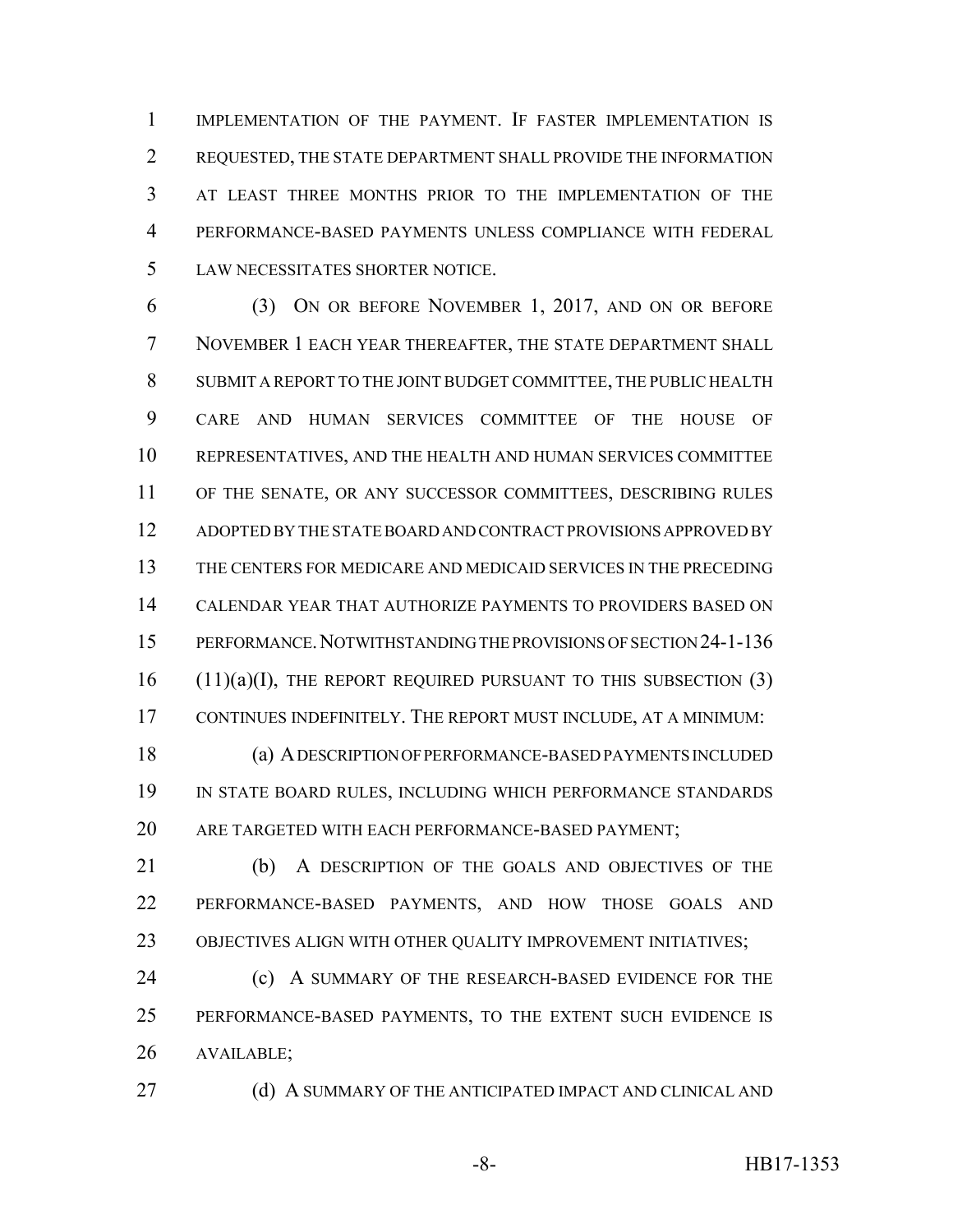IMPLEMENTATION OF THE PAYMENT. IF FASTER IMPLEMENTATION IS REQUESTED, THE STATE DEPARTMENT SHALL PROVIDE THE INFORMATION AT LEAST THREE MONTHS PRIOR TO THE IMPLEMENTATION OF THE PERFORMANCE-BASED PAYMENTS UNLESS COMPLIANCE WITH FEDERAL LAW NECESSITATES SHORTER NOTICE.

(3) ON OR BEFORE NOVEMBER 1, 2017, AND ON OR BEFORE NOVEMBER 1 EACH YEAR THEREAFTER, THE STATE DEPARTMENT SHALL SUBMIT A REPORT TO THE JOINT BUDGET COMMITTEE, THE PUBLIC HEALTH CARE AND HUMAN SERVICES COMMITTEE OF THE HOUSE OF REPRESENTATIVES, AND THE HEALTH AND HUMAN SERVICES COMMITTEE OF THE SENATE, OR ANY SUCCESSOR COMMITTEES, DESCRIBING RULES ADOPTED BY THE STATE BOARD AND CONTRACT PROVISIONS APPROVED BY THE CENTERS FOR MEDICARE AND MEDICAID SERVICES IN THE PRECEDING CALENDAR YEAR THAT AUTHORIZE PAYMENTS TO PROVIDERS BASED ON PERFORMANCE. NOTWITHSTANDING THE PROVISIONS OF SECTION 24-1-136 (11)(a)(I), THE REPORT REQUIRED PURSUANT TO THIS SUBSECTION (3) CONTINUES INDEFINITELY. THE REPORT MUST INCLUDE, AT A MINIMUM:

(a) A DESCRIPTION OF PERFORMANCE-BASED PAYMENTS INCLUDED IN STATE BOARD RULES, INCLUDING WHICH PERFORMANCE STANDARDS ARE TARGETED WITH EACH PERFORMANCE-BASED PAYMENT;

(b) A DESCRIPTION OF THE GOALS AND OBJECTIVES OF THE PERFORMANCE-BASED PAYMENTS, AND HOW THOSE GOALS AND OBJECTIVES ALIGN WITH OTHER QUALITY IMPROVEMENT INITIATIVES;

(c) A SUMMARY OF THE RESEARCH-BASED EVIDENCE FOR THE PERFORMANCE-BASED PAYMENTS, TO THE EXTENT SUCH EVIDENCE IS AVAILABLE;

(d) A SUMMARY OF THE ANTICIPATED IMPACT AND CLINICAL AND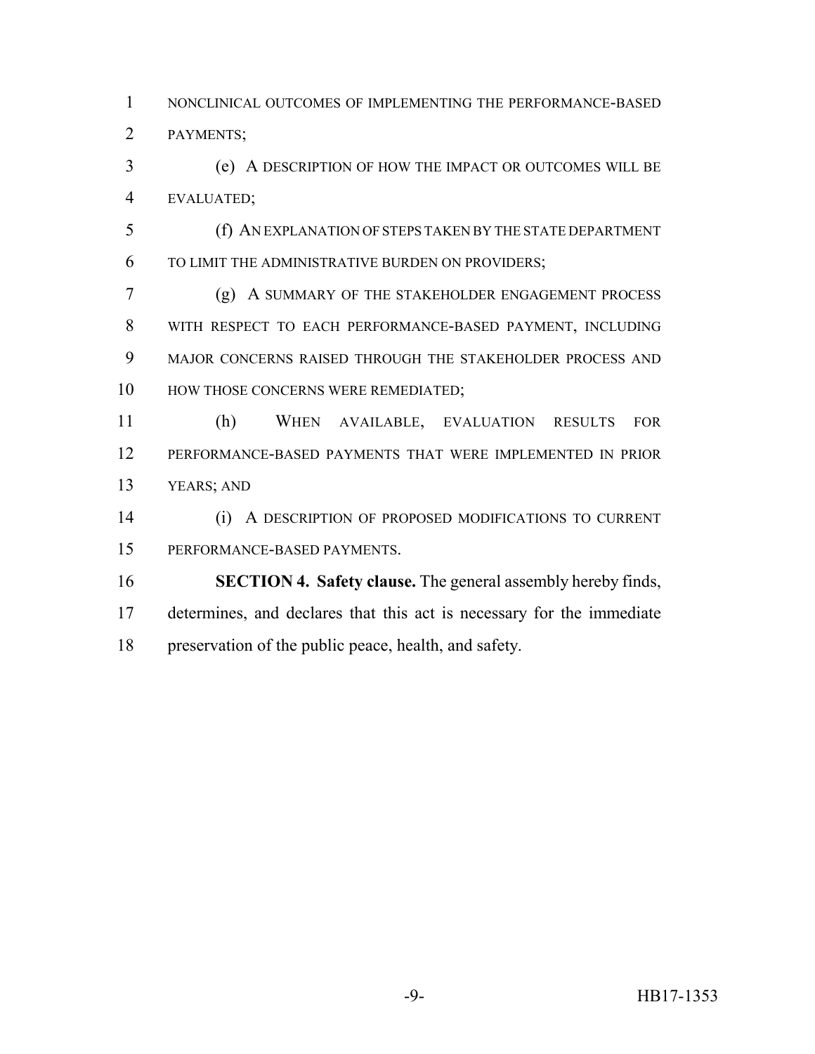NONCLINICAL OUTCOMES OF IMPLEMENTING THE PERFORMANCE-BASED PAYMENTS;

(e) A DESCRIPTION OF HOW THE IMPACT OR OUTCOMES WILL BE EVALUATED;

(f) AN EXPLANATION OF STEPS TAKEN BY THE STATE DEPARTMENT TO LIMIT THE ADMINISTRATIVE BURDEN ON PROVIDERS;

(g) A SUMMARY OF THE STAKEHOLDER ENGAGEMENT PROCESS WITH RESPECT TO EACH PERFORMANCE-BASED PAYMENT, INCLUDING MAJOR CONCERNS RAISED THROUGH THE STAKEHOLDER PROCESS AND HOW THOSE CONCERNS WERE REMEDIATED;

(h) WHEN AVAILABLE, EVALUATION RESULTS FOR PERFORMANCE-BASED PAYMENTS THAT WERE IMPLEMENTED IN PRIOR YEARS; AND

(i) A DESCRIPTION OF PROPOSED MODIFICATIONS TO CURRENT PERFORMANCE-BASED PAYMENTS.

**SECTION 4. Safety clause.** The general assembly hereby finds, determines, and declares that this act is necessary for the immediate preservation of the public peace, health, and safety.